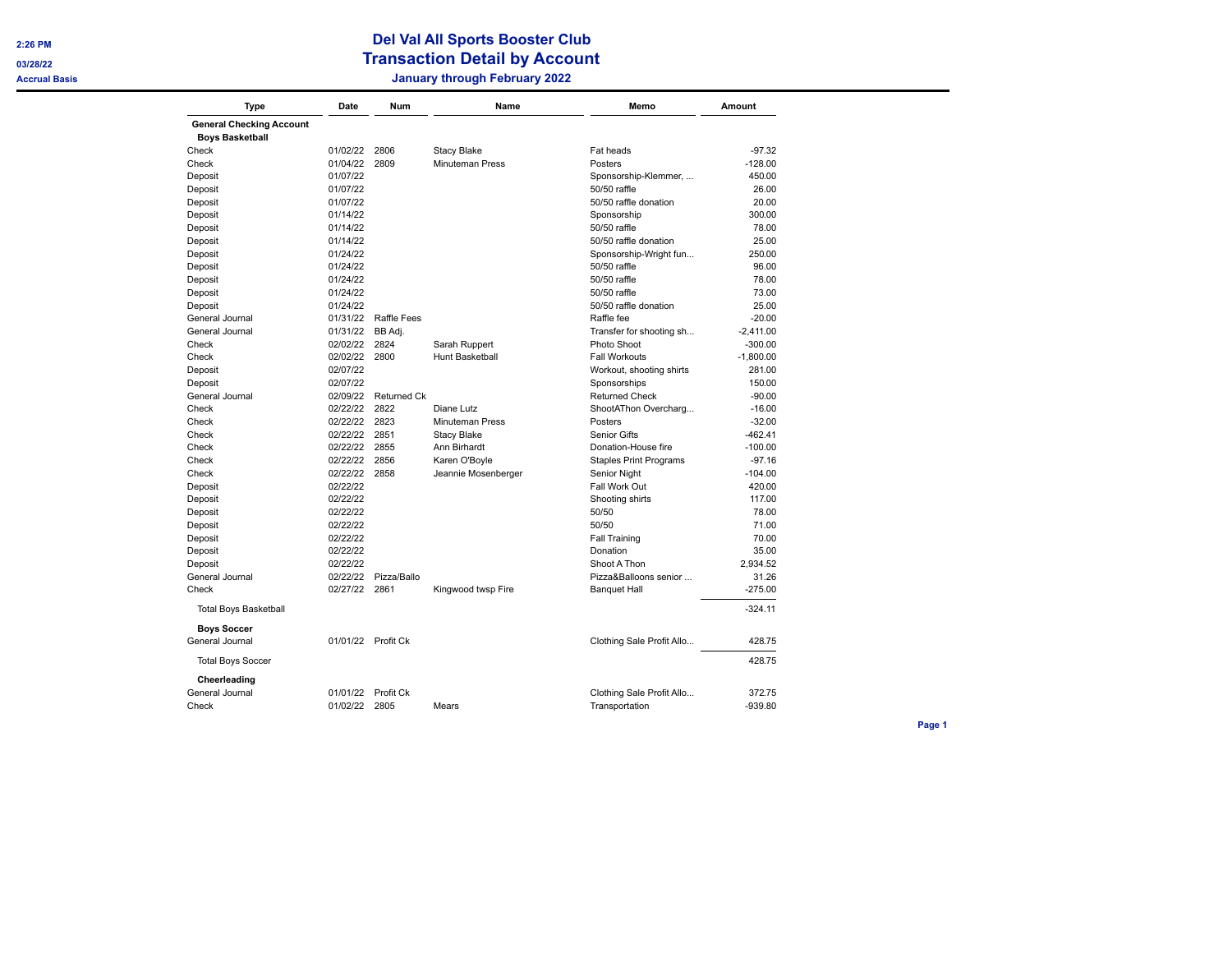# Del Val All Sports Booster Club
## Transaction Detail by Account
### January through February 2022

2:26 PM
03/28/22
Accrual Basis

| Type | Date | Num | Name | Memo | Amount |
|---|---|---|---|---|---|
| **General Checking Account** | | | | | |
| **Boys Basketball** | | | | | |
| Check | 01/02/22 | 2806 | Stacy Blake | Fat heads | -97.32 |
| Check | 01/04/22 | 2809 | Minuteman Press | Posters | -128.00 |
| Deposit | 01/07/22 | | | Sponsorship-Klemmer, ... | 450.00 |
| Deposit | 01/07/22 | | | 50/50 raffle | 26.00 |
| Deposit | 01/07/22 | | | 50/50 raffle donation | 20.00 |
| Deposit | 01/14/22 | | | Sponsorship | 300.00 |
| Deposit | 01/14/22 | | | 50/50 raffle | 78.00 |
| Deposit | 01/14/22 | | | 50/50 raffle donation | 25.00 |
| Deposit | 01/24/22 | | | Sponsorship-Wright fun... | 250.00 |
| Deposit | 01/24/22 | | | 50/50 raffle | 96.00 |
| Deposit | 01/24/22 | | | 50/50 raffle | 78.00 |
| Deposit | 01/24/22 | | | 50/50 raffle | 73.00 |
| Deposit | 01/24/22 | | | 50/50 raffle donation | 25.00 |
| General Journal | 01/31/22 | Raffle Fees | | Raffle fee | -20.00 |
| General Journal | 01/31/22 | BB Adj. | | Transfer for shooting sh... | -2,411.00 |
| Check | 02/02/22 | 2824 | Sarah Ruppert | Photo Shoot | -300.00 |
| Check | 02/02/22 | 2800 | Hunt Basketball | Fall Workouts | -1,800.00 |
| Deposit | 02/07/22 | | | Workout, shooting shirts | 281.00 |
| Deposit | 02/07/22 | | | Sponsorships | 150.00 |
| General Journal | 02/09/22 | Returned Ck | | Returned Check | -90.00 |
| Check | 02/22/22 | 2822 | Diane Lutz | ShootAThon Overcharg... | -16.00 |
| Check | 02/22/22 | 2823 | Minuteman Press | Posters | -32.00 |
| Check | 02/22/22 | 2851 | Stacy Blake | Senior Gifts | -462.41 |
| Check | 02/22/22 | 2855 | Ann Birhardt | Donation-House fire | -100.00 |
| Check | 02/22/22 | 2856 | Karen O'Boyle | Staples Print Programs | -97.16 |
| Check | 02/22/22 | 2858 | Jeannie Mosenberger | Senior Night | -104.00 |
| Deposit | 02/22/22 | | | Fall Work Out | 420.00 |
| Deposit | 02/22/22 | | | Shooting shirts | 117.00 |
| Deposit | 02/22/22 | | | 50/50 | 78.00 |
| Deposit | 02/22/22 | | | 50/50 | 71.00 |
| Deposit | 02/22/22 | | | Fall Training | 70.00 |
| Deposit | 02/22/22 | | | Donation | 35.00 |
| Deposit | 02/22/22 | | | Shoot A Thon | 2,934.52 |
| General Journal | 02/22/22 | Pizza/Ballo | | Pizza&Balloons senior ... | 31.26 |
| Check | 02/27/22 | 2861 | Kingwood twsp Fire | Banquet Hall | -275.00 |
| Total Boys Basketball | | | | | -324.11 |
| **Boys Soccer** | | | | | |
| General Journal | 01/01/22 | Profit Ck | | Clothing Sale Profit Allo... | 428.75 |
| Total Boys Soccer | | | | | 428.75 |
| **Cheerleading** | | | | | |
| General Journal | 01/01/22 | Profit Ck | | Clothing Sale Profit Allo... | 372.75 |
| Check | 01/02/22 | 2805 | Mears | Transportation | -939.80 |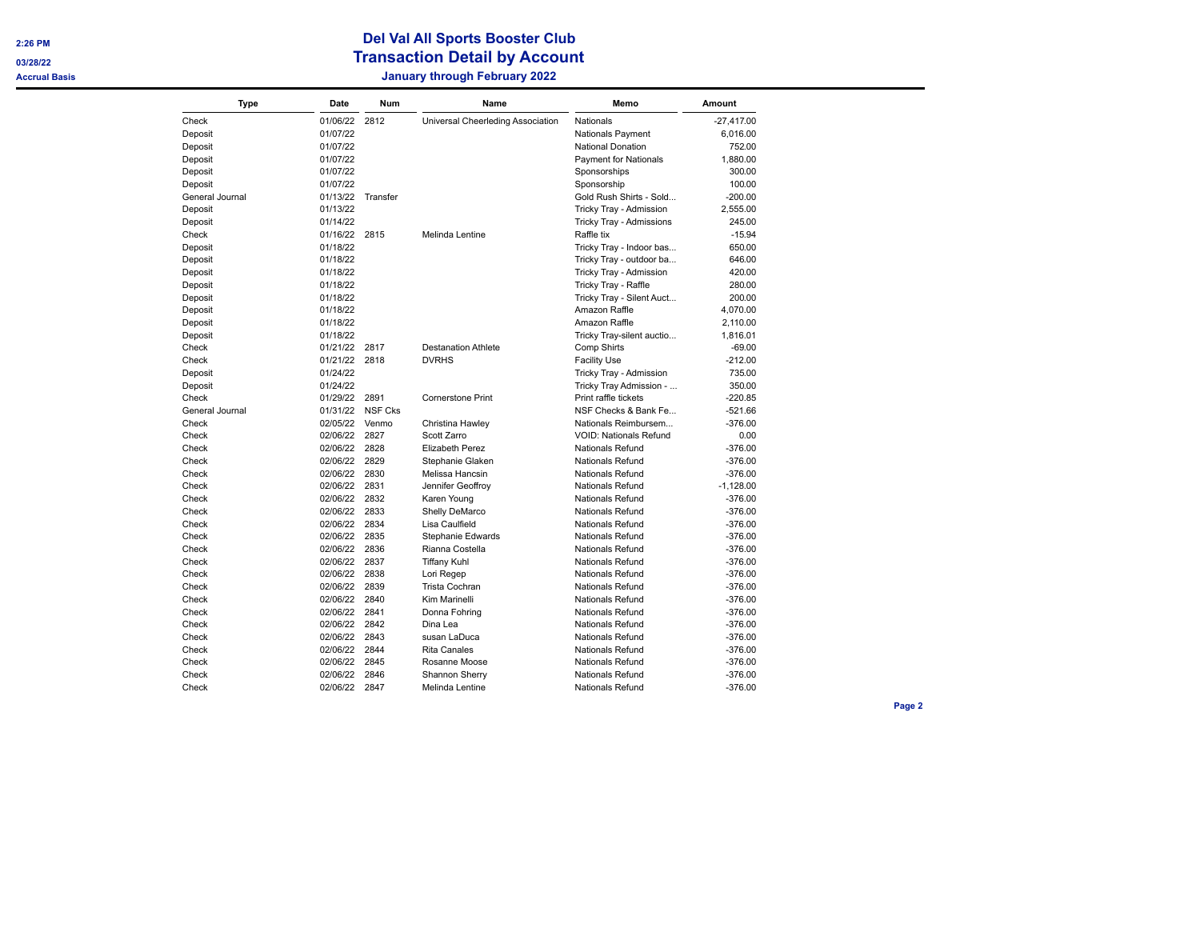# Del Val All Sports Booster Club

## Transaction Detail by Account

### January through February 2022

2:26 PM
03/28/22
Accrual Basis

| Type | Date | Num | Name | Memo | Amount |
|---|---|---|---|---|---|
| Check | 01/06/22 | 2812 | Universal Cheerleding Association | Nationals | -27,417.00 |
| Deposit | 01/07/22 | | | Nationals Payment | 6,016.00 |
| Deposit | 01/07/22 | | | National Donation | 752.00 |
| Deposit | 01/07/22 | | | Payment for Nationals | 1,880.00 |
| Deposit | 01/07/22 | | | Sponsorships | 300.00 |
| Deposit | 01/07/22 | | | Sponsorship | 100.00 |
| General Journal | 01/13/22 | Transfer | | Gold Rush Shirts - Sold... | -200.00 |
| Deposit | 01/13/22 | | | Tricky Tray - Admission | 2,555.00 |
| Deposit | 01/14/22 | | | Tricky Tray - Admissions | 245.00 |
| Check | 01/16/22 | 2815 | Melinda Lentine | Raffle tix | -15.94 |
| Deposit | 01/18/22 | | | Tricky Tray - Indoor bas... | 650.00 |
| Deposit | 01/18/22 | | | Tricky Tray - outdoor ba... | 646.00 |
| Deposit | 01/18/22 | | | Tricky Tray - Admission | 420.00 |
| Deposit | 01/18/22 | | | Tricky Tray - Raffle | 280.00 |
| Deposit | 01/18/22 | | | Tricky Tray - Silent Auct... | 200.00 |
| Deposit | 01/18/22 | | | Amazon Raffle | 4,070.00 |
| Deposit | 01/18/22 | | | Amazon Raffle | 2,110.00 |
| Deposit | 01/18/22 | | | Tricky Tray-silent auctio... | 1,816.01 |
| Check | 01/21/22 | 2817 | Destanation Athlete | Comp Shirts | -69.00 |
| Check | 01/21/22 | 2818 | DVRHS | Facility Use | -212.00 |
| Deposit | 01/24/22 | | | Tricky Tray - Admission | 735.00 |
| Deposit | 01/24/22 | | | Tricky Tray Admission - ... | 350.00 |
| Check | 01/29/22 | 2891 | Cornerstone Print | Print raffle tickets | -220.85 |
| General Journal | 01/31/22 | NSF Cks | | NSF Checks & Bank Fe... | -521.66 |
| Check | 02/05/22 | Venmo | Christina Hawley | Nationals Reimbursem... | -376.00 |
| Check | 02/06/22 | 2827 | Scott Zarro | VOID: Nationals Refund | 0.00 |
| Check | 02/06/22 | 2828 | Elizabeth Perez | Nationals Refund | -376.00 |
| Check | 02/06/22 | 2829 | Stephanie Glaken | Nationals Refund | -376.00 |
| Check | 02/06/22 | 2830 | Melissa Hancsin | Nationals Refund | -376.00 |
| Check | 02/06/22 | 2831 | Jennifer Geoffroy | Nationals Refund | -1,128.00 |
| Check | 02/06/22 | 2832 | Karen Young | Nationals Refund | -376.00 |
| Check | 02/06/22 | 2833 | Shelly DeMarco | Nationals Refund | -376.00 |
| Check | 02/06/22 | 2834 | Lisa Caulfield | Nationals Refund | -376.00 |
| Check | 02/06/22 | 2835 | Stephanie Edwards | Nationals Refund | -376.00 |
| Check | 02/06/22 | 2836 | Rianna Costella | Nationals Refund | -376.00 |
| Check | 02/06/22 | 2837 | Tiffany Kuhl | Nationals Refund | -376.00 |
| Check | 02/06/22 | 2838 | Lori Regep | Nationals Refund | -376.00 |
| Check | 02/06/22 | 2839 | Trista Cochran | Nationals Refund | -376.00 |
| Check | 02/06/22 | 2840 | Kim Marinelli | Nationals Refund | -376.00 |
| Check | 02/06/22 | 2841 | Donna Fohring | Nationals Refund | -376.00 |
| Check | 02/06/22 | 2842 | Dina Lea | Nationals Refund | -376.00 |
| Check | 02/06/22 | 2843 | susan LaDuca | Nationals Refund | -376.00 |
| Check | 02/06/22 | 2844 | Rita Canales | Nationals Refund | -376.00 |
| Check | 02/06/22 | 2845 | Rosanne Moose | Nationals Refund | -376.00 |
| Check | 02/06/22 | 2846 | Shannon Sherry | Nationals Refund | -376.00 |
| Check | 02/06/22 | 2847 | Melinda Lentine | Nationals Refund | -376.00 |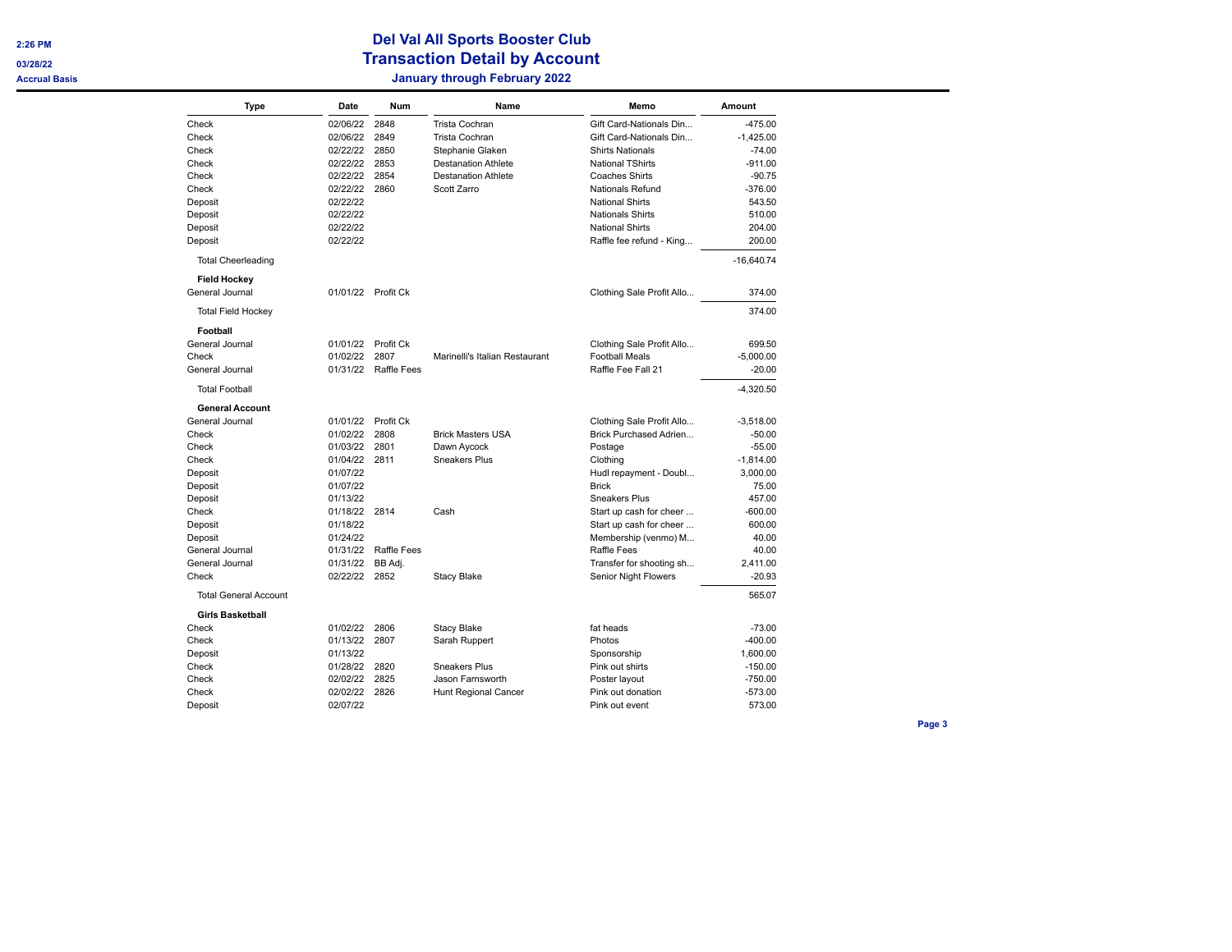# Del Val All Sports Booster Club
## Transaction Detail by Account
### January through February 2022

Accrual Basis

| Type | Date | Num | Name | Memo | Amount |
|---|---|---|---|---|---|
| Check | 02/06/22 | 2848 | Trista Cochran | Gift Card-Nationals Din... | -475.00 |
| Check | 02/06/22 | 2849 | Trista Cochran | Gift Card-Nationals Din... | -1,425.00 |
| Check | 02/22/22 | 2850 | Stephanie Glaken | Shirts Nationals | -74.00 |
| Check | 02/22/22 | 2853 | Destanation Athlete | National TShirts | -911.00 |
| Check | 02/22/22 | 2854 | Destanation Athlete | Coaches Shirts | -90.75 |
| Check | 02/22/22 | 2860 | Scott Zarro | Nationals Refund | -376.00 |
| Deposit | 02/22/22 | | | National Shirts | 543.50 |
| Deposit | 02/22/22 | | | Nationals Shirts | 510.00 |
| Deposit | 02/22/22 | | | National Shirts | 204.00 |
| Deposit | 02/22/22 | | | Raffle fee refund - King... | 200.00 |
| Total Cheerleading | | | | | -16,640.74 |
| **Field Hockey** | | | | | |
| General Journal | 01/01/22 | Profit Ck | | Clothing Sale Profit Allo... | 374.00 |
| Total Field Hockey | | | | | 374.00 |
| **Football** | | | | | |
| General Journal | 01/01/22 | Profit Ck | | Clothing Sale Profit Allo... | 699.50 |
| Check | 01/02/22 | 2807 | Marinelli's Italian Restaurant | Football Meals | -5,000.00 |
| General Journal | 01/31/22 | Raffle Fees | | Raffle Fee Fall 21 | -20.00 |
| Total Football | | | | | -4,320.50 |
| **General Account** | | | | | |
| General Journal | 01/01/22 | Profit Ck | | Clothing Sale Profit Allo... | -3,518.00 |
| Check | 01/02/22 | 2808 | Brick Masters USA | Brick Purchased Adrien... | -50.00 |
| Check | 01/03/22 | 2801 | Dawn Aycock | Postage | -55.00 |
| Check | 01/04/22 | 2811 | Sneakers Plus | Clothing | -1,814.00 |
| Deposit | 01/07/22 | | | Hudl repayment - Doubl... | 3,000.00 |
| Deposit | 01/07/22 | | | Brick | 75.00 |
| Deposit | 01/13/22 | | | Sneakers Plus | 457.00 |
| Check | 01/18/22 | 2814 | Cash | Start up cash for cheer ... | -600.00 |
| Deposit | 01/18/22 | | | Start up cash for cheer ... | 600.00 |
| Deposit | 01/24/22 | | | Membership (venmo) M... | 40.00 |
| General Journal | 01/31/22 | Raffle Fees | | Raffle Fees | 40.00 |
| General Journal | 01/31/22 | BB Adj. | | Transfer for shooting sh... | 2,411.00 |
| Check | 02/22/22 | 2852 | Stacy Blake | Senior Night Flowers | -20.93 |
| Total General Account | | | | | 565.07 |
| **Girls Basketball** | | | | | |
| Check | 01/02/22 | 2806 | Stacy Blake | fat heads | -73.00 |
| Check | 01/13/22 | 2807 | Sarah Ruppert | Photos | -400.00 |
| Deposit | 01/13/22 | | | Sponsorship | 1,600.00 |
| Check | 01/28/22 | 2820 | Sneakers Plus | Pink out shirts | -150.00 |
| Check | 02/02/22 | 2825 | Jason Farnsworth | Poster layout | -750.00 |
| Check | 02/02/22 | 2826 | Hunt Regional Cancer | Pink out donation | -573.00 |
| Deposit | 02/07/22 | | | Pink out event | 573.00 |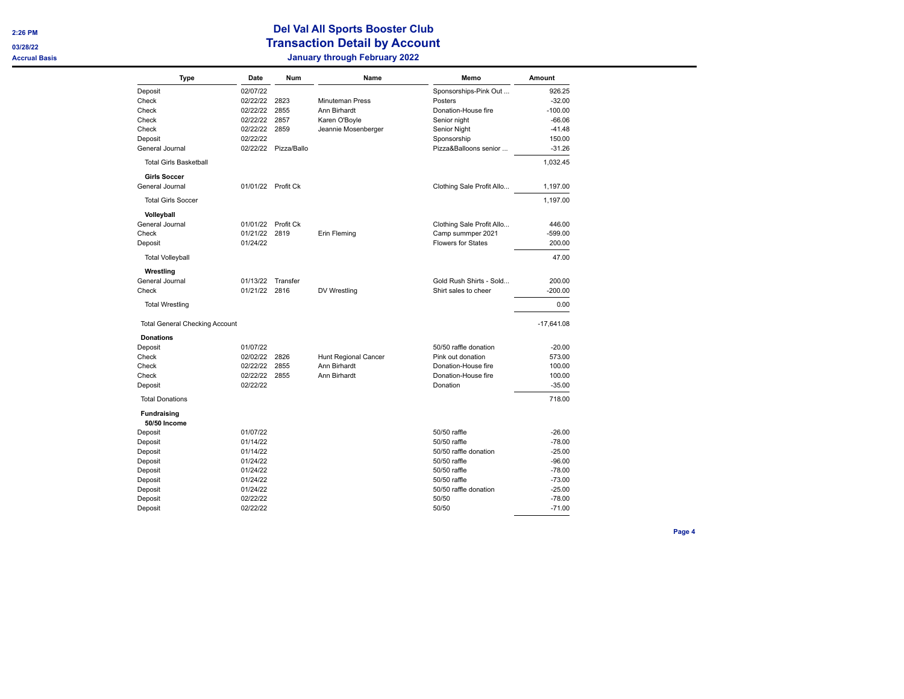# Del Val All Sports Booster Club
## Transaction Detail by Account
### January through February 2022

Accrual Basis

| Type | Date | Num | Name | Memo | Amount |
|---|---|---|---|---|---|
| Deposit | 02/07/22 | | | Sponsorships-Pink Out ... | 926.25 |
| Check | 02/22/22 | 2823 | Minuteman Press | Posters | -32.00 |
| Check | 02/22/22 | 2855 | Ann Birhardt | Donation-House fire | -100.00 |
| Check | 02/22/22 | 2857 | Karen O'Boyle | Senior night | -66.06 |
| Check | 02/22/22 | 2859 | Jeannie Mosenberger | Senior Night | -41.48 |
| Deposit | 02/22/22 | | | Sponsorship | 150.00 |
| General Journal | 02/22/22 | Pizza/Ballo | | Pizza&Balloons senior ... | -31.26 |
| Total Girls Basketball | | | | | 1,032.45 |
| **Girls Soccer** | | | | | |
| General Journal | 01/01/22 | Profit Ck | | Clothing Sale Profit Allo... | 1,197.00 |
| Total Girls Soccer | | | | | 1,197.00 |
| **Volleyball** | | | | | |
| General Journal | 01/01/22 | Profit Ck | | Clothing Sale Profit Allo... | 446.00 |
| Check | 01/21/22 | 2819 | Erin Fleming | Camp summper 2021 | -599.00 |
| Deposit | 01/24/22 | | | Flowers for States | 200.00 |
| Total Volleyball | | | | | 47.00 |
| **Wrestling** | | | | | |
| General Journal | 01/13/22 | Transfer | | Gold Rush Shirts - Sold... | 200.00 |
| Check | 01/21/22 | 2816 | DV Wrestling | Shirt sales to cheer | -200.00 |
| Total Wrestling | | | | | 0.00 |
| Total General Checking Account | | | | | -17,641.08 |
| **Donations** | | | | | |
| Deposit | 01/07/22 | | | 50/50 raffle donation | -20.00 |
| Check | 02/02/22 | 2826 | Hunt Regional Cancer | Pink out donation | 573.00 |
| Check | 02/22/22 | 2855 | Ann Birhardt | Donation-House fire | 100.00 |
| Check | 02/22/22 | 2855 | Ann Birhardt | Donation-House fire | 100.00 |
| Deposit | 02/22/22 | | | Donation | -35.00 |
| Total Donations | | | | | 718.00 |
| **Fundraising** | | | | | |
| **50/50 Income** | | | | | |
| Deposit | 01/07/22 | | | 50/50 raffle | -26.00 |
| Deposit | 01/14/22 | | | 50/50 raffle | -78.00 |
| Deposit | 01/14/22 | | | 50/50 raffle donation | -25.00 |
| Deposit | 01/24/22 | | | 50/50 raffle | -96.00 |
| Deposit | 01/24/22 | | | 50/50 raffle | -78.00 |
| Deposit | 01/24/22 | | | 50/50 raffle | -73.00 |
| Deposit | 01/24/22 | | | 50/50 raffle donation | -25.00 |
| Deposit | 02/22/22 | | | 50/50 | -78.00 |
| Deposit | 02/22/22 | | | 50/50 | -71.00 |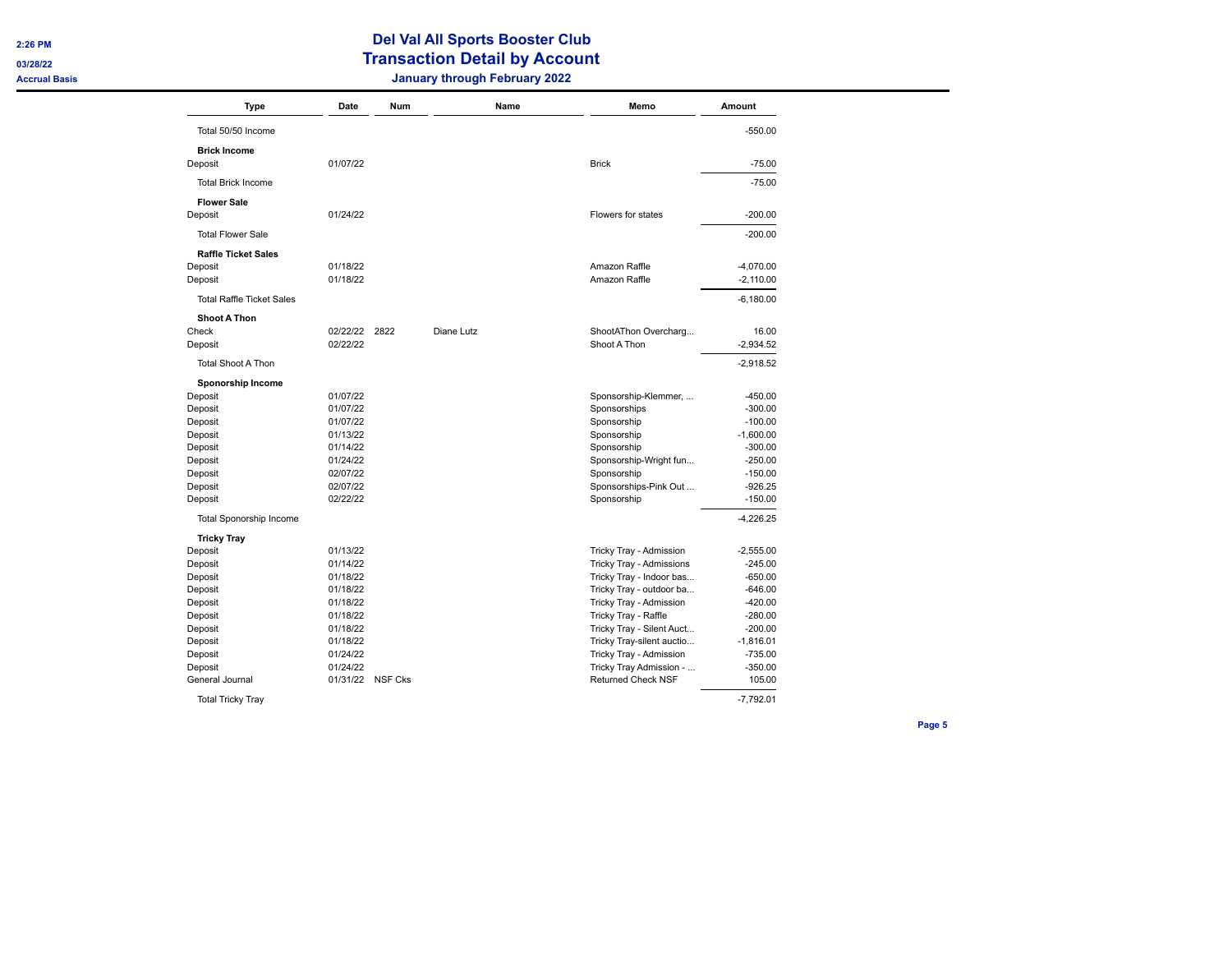# Del Val All Sports Booster Club

## Transaction Detail by Account

### January through February 2022

Accrual Basis

| Type | Date | Num | Name | Memo | Amount |
|---|---|---|---|---|---|
| Total 50/50 Income | | | | | -550.00 |
| **Brick Income** | | | | | |
| Deposit | 01/07/22 | | | Brick | -75.00 |
| Total Brick Income | | | | | -75.00 |
| **Flower Sale** | | | | | |
| Deposit | 01/24/22 | | | Flowers for states | -200.00 |
| Total Flower Sale | | | | | -200.00 |
| **Raffle Ticket Sales** | | | | | |
| Deposit | 01/18/22 | | | Amazon Raffle | -4,070.00 |
| Deposit | 01/18/22 | | | Amazon Raffle | -2,110.00 |
| Total Raffle Ticket Sales | | | | | -6,180.00 |
| **Shoot A Thon** | | | | | |
| Check | 02/22/22 | 2822 | Diane Lutz | ShootAThon Overcharg... | 16.00 |
| Deposit | 02/22/22 | | | Shoot A Thon | -2,934.52 |
| Total Shoot A Thon | | | | | -2,918.52 |
| **Sponorship Income** | | | | | |
| Deposit | 01/07/22 | | | Sponsorship-Klemmer, ... | -450.00 |
| Deposit | 01/07/22 | | | Sponsorships | -300.00 |
| Deposit | 01/07/22 | | | Sponsorship | -100.00 |
| Deposit | 01/13/22 | | | Sponsorship | -1,600.00 |
| Deposit | 01/14/22 | | | Sponsorship | -300.00 |
| Deposit | 01/24/22 | | | Sponsorship-Wright fun... | -250.00 |
| Deposit | 02/07/22 | | | Sponsorship | -150.00 |
| Deposit | 02/07/22 | | | Sponsorships-Pink Out ... | -926.25 |
| Deposit | 02/22/22 | | | Sponsorship | -150.00 |
| Total Sponorship Income | | | | | -4,226.25 |
| **Tricky Tray** | | | | | |
| Deposit | 01/13/22 | | | Tricky Tray - Admission | -2,555.00 |
| Deposit | 01/14/22 | | | Tricky Tray - Admissions | -245.00 |
| Deposit | 01/18/22 | | | Tricky Tray - Indoor bas... | -650.00 |
| Deposit | 01/18/22 | | | Tricky Tray - outdoor ba... | -646.00 |
| Deposit | 01/18/22 | | | Tricky Tray - Admission | -420.00 |
| Deposit | 01/18/22 | | | Tricky Tray - Raffle | -280.00 |
| Deposit | 01/18/22 | | | Tricky Tray - Silent Auct... | -200.00 |
| Deposit | 01/18/22 | | | Tricky Tray-silent auctio... | -1,816.01 |
| Deposit | 01/24/22 | | | Tricky Tray - Admission | -735.00 |
| Deposit | 01/24/22 | | | Tricky Tray Admission - ... | -350.00 |
| General Journal | 01/31/22 | NSF Cks | | Returned Check NSF | 105.00 |
| Total Tricky Tray | | | | | -7,792.01 |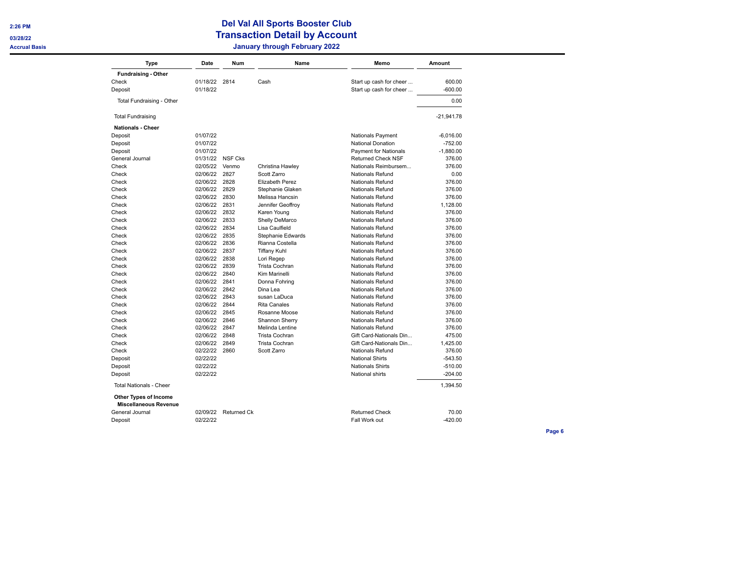# Del Val All Sports Booster Club
## Transaction Detail by Account
### January through February 2022

2:26 PM
03/28/22
Accrual Basis

| Type | Date | Num | Name | Memo | Amount |
|---|---|---|---|---|---|
| **Fundraising - Other** | | | | | |
| Check | 01/18/22 | 2814 | Cash | Start up cash for cheer ... | 600.00 |
| Deposit | 01/18/22 | | | Start up cash for cheer ... | -600.00 |
| Total Fundraising - Other | | | | | 0.00 |
| Total Fundraising | | | | | -21,941.78 |
| **Nationals - Cheer** | | | | | |
| Deposit | 01/07/22 | | | Nationals Payment | -6,016.00 |
| Deposit | 01/07/22 | | | National Donation | -752.00 |
| Deposit | 01/07/22 | | | Payment for Nationals | -1,880.00 |
| General Journal | 01/31/22 | NSF Cks | | Returned Check NSF | 376.00 |
| Check | 02/05/22 | Venmo | Christina Hawley | Nationals Reimbursem... | 376.00 |
| Check | 02/06/22 | 2827 | Scott Zarro | Nationals Refund | 0.00 |
| Check | 02/06/22 | 2828 | Elizabeth Perez | Nationals Refund | 376.00 |
| Check | 02/06/22 | 2829 | Stephanie Glaken | Nationals Refund | 376.00 |
| Check | 02/06/22 | 2830 | Melissa Hancsin | Nationals Refund | 376.00 |
| Check | 02/06/22 | 2831 | Jennifer Geoffroy | Nationals Refund | 1,128.00 |
| Check | 02/06/22 | 2832 | Karen Young | Nationals Refund | 376.00 |
| Check | 02/06/22 | 2833 | Shelly DeMarco | Nationals Refund | 376.00 |
| Check | 02/06/22 | 2834 | Lisa Caulfield | Nationals Refund | 376.00 |
| Check | 02/06/22 | 2835 | Stephanie Edwards | Nationals Refund | 376.00 |
| Check | 02/06/22 | 2836 | Rianna Costella | Nationals Refund | 376.00 |
| Check | 02/06/22 | 2837 | Tiffany Kuhl | Nationals Refund | 376.00 |
| Check | 02/06/22 | 2838 | Lori Regep | Nationals Refund | 376.00 |
| Check | 02/06/22 | 2839 | Trista Cochran | Nationals Refund | 376.00 |
| Check | 02/06/22 | 2840 | Kim Marinelli | Nationals Refund | 376.00 |
| Check | 02/06/22 | 2841 | Donna Fohring | Nationals Refund | 376.00 |
| Check | 02/06/22 | 2842 | Dina Lea | Nationals Refund | 376.00 |
| Check | 02/06/22 | 2843 | susan LaDuca | Nationals Refund | 376.00 |
| Check | 02/06/22 | 2844 | Rita Canales | Nationals Refund | 376.00 |
| Check | 02/06/22 | 2845 | Rosanne Moose | Nationals Refund | 376.00 |
| Check | 02/06/22 | 2846 | Shannon Sherry | Nationals Refund | 376.00 |
| Check | 02/06/22 | 2847 | Melinda Lentine | Nationals Refund | 376.00 |
| Check | 02/06/22 | 2848 | Trista Cochran | Gift Card-Nationals Din... | 475.00 |
| Check | 02/06/22 | 2849 | Trista Cochran | Gift Card-Nationals Din... | 1,425.00 |
| Check | 02/22/22 | 2860 | Scott Zarro | Nationals Refund | 376.00 |
| Deposit | 02/22/22 | | | National Shirts | -543.50 |
| Deposit | 02/22/22 | | | Nationals Shirts | -510.00 |
| Deposit | 02/22/22 | | | National shirts | -204.00 |
| Total Nationals - Cheer | | | | | 1,394.50 |
| **Other Types of Income** | | | | | |
| **Miscellaneous Revenue** | | | | | |
| General Journal | 02/09/22 | Returned Ck | | Returned Check | 70.00 |
| Deposit | 02/22/22 | | | Fall Work out | -420.00 |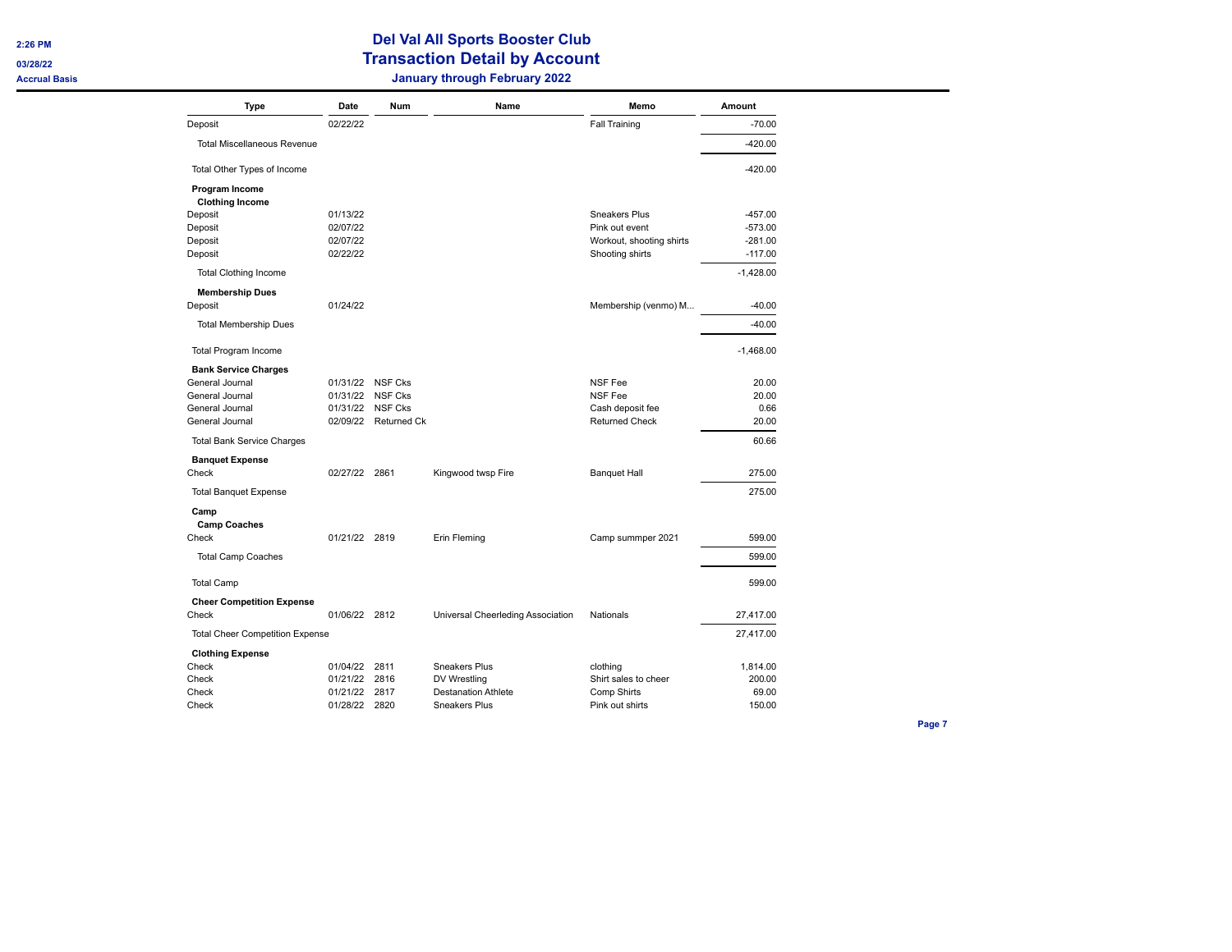# Del Val All Sports Booster Club
## Transaction Detail by Account
### January through February 2022

2:26 PM
03/28/22
Accrual Basis

| Type | Date | Num | Name | Memo | Amount |
|---|---|---|---|---|---|
| Deposit | 02/22/22 | | | Fall Training | -70.00 |
| Total Miscellaneous Revenue | | | | | -420.00 |
| Total Other Types of Income | | | | | -420.00 |
| **Program Income** | | | | | |
| **Clothing Income** | | | | | |
| Deposit | 01/13/22 | | | Sneakers Plus | -457.00 |
| Deposit | 02/07/22 | | | Pink out event | -573.00 |
| Deposit | 02/07/22 | | | Workout, shooting shirts | -281.00 |
| Deposit | 02/22/22 | | | Shooting shirts | -117.00 |
| Total Clothing Income | | | | | -1,428.00 |
| **Membership Dues** | | | | | |
| Deposit | 01/24/22 | | | Membership (venmo) M... | -40.00 |
| Total Membership Dues | | | | | -40.00 |
| Total Program Income | | | | | -1,468.00 |
| **Bank Service Charges** | | | | | |
| General Journal | 01/31/22 | NSF Cks | | NSF Fee | 20.00 |
| General Journal | 01/31/22 | NSF Cks | | NSF Fee | 20.00 |
| General Journal | 01/31/22 | NSF Cks | | Cash deposit fee | 0.66 |
| General Journal | 02/09/22 | Returned Ck | | Returned Check | 20.00 |
| Total Bank Service Charges | | | | | 60.66 |
| **Banquet Expense** | | | | | |
| Check | 02/27/22 | 2861 | Kingwood twsp Fire | Banquet Hall | 275.00 |
| Total Banquet Expense | | | | | 275.00 |
| **Camp** | | | | | |
| **Camp Coaches** | | | | | |
| Check | 01/21/22 | 2819 | Erin Fleming | Camp summper 2021 | 599.00 |
| Total Camp Coaches | | | | | 599.00 |
| Total Camp | | | | | 599.00 |
| **Cheer Competition Expense** | | | | | |
| Check | 01/06/22 | 2812 | Universal Cheerleding Association | Nationals | 27,417.00 |
| Total Cheer Competition Expense | | | | | 27,417.00 |
| **Clothing Expense** | | | | | |
| Check | 01/04/22 | 2811 | Sneakers Plus | clothing | 1,814.00 |
| Check | 01/21/22 | 2816 | DV Wrestling | Shirt sales to cheer | 200.00 |
| Check | 01/21/22 | 2817 | Destanation Athlete | Comp Shirts | 69.00 |
| Check | 01/28/22 | 2820 | Sneakers Plus | Pink out shirts | 150.00 |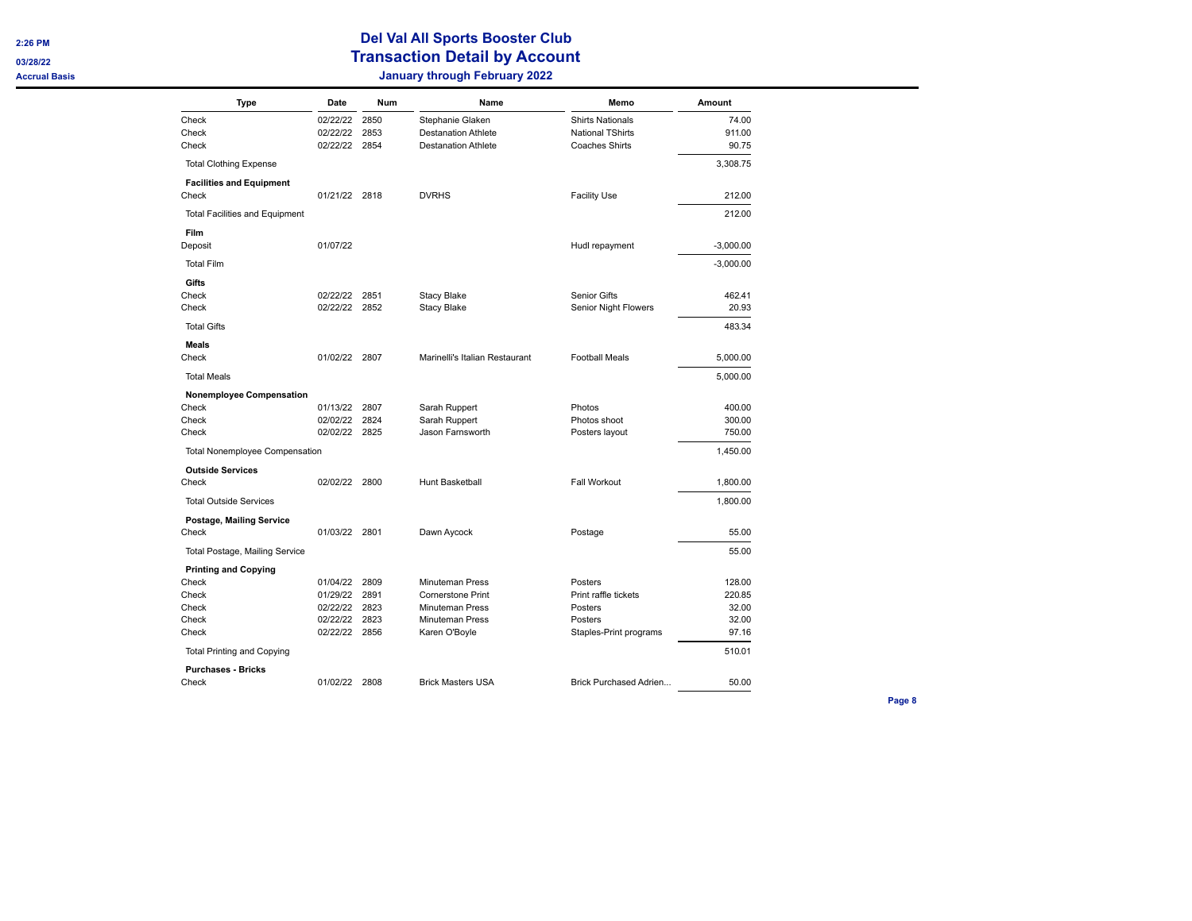# Del Val All Sports Booster Club

## Transaction Detail by Account

### January through February 2022

| Type | Date | Num | Name | Memo | Amount |
|---|---|---|---|---|---|
| Check | 02/22/22 | 2850 | Stephanie Glaken | Shirts Nationals | 74.00 |
| Check | 02/22/22 | 2853 | Destanation Athlete | National TShirts | 911.00 |
| Check | 02/22/22 | 2854 | Destanation Athlete | Coaches Shirts | 90.75 |
| Total Clothing Expense | | | | | 3,308.75 |
| **Facilities and Equipment** | | | | | |
| Check | 01/21/22 | 2818 | DVRHS | Facility Use | 212.00 |
| Total Facilities and Equipment | | | | | 212.00 |
| **Film** | | | | | |
| Deposit | 01/07/22 | | | Hudl repayment | -3,000.00 |
| Total Film | | | | | -3,000.00 |
| **Gifts** | | | | | |
| Check | 02/22/22 | 2851 | Stacy Blake | Senior Gifts | 462.41 |
| Check | 02/22/22 | 2852 | Stacy Blake | Senior Night Flowers | 20.93 |
| Total Gifts | | | | | 483.34 |
| **Meals** | | | | | |
| Check | 01/02/22 | 2807 | Marinelli's Italian Restaurant | Football Meals | 5,000.00 |
| Total Meals | | | | | 5,000.00 |
| **Nonemployee Compensation** | | | | | |
| Check | 01/13/22 | 2807 | Sarah Ruppert | Photos | 400.00 |
| Check | 02/02/22 | 2824 | Sarah Ruppert | Photos shoot | 300.00 |
| Check | 02/02/22 | 2825 | Jason Farnsworth | Posters layout | 750.00 |
| Total Nonemployee Compensation | | | | | 1,450.00 |
| **Outside Services** | | | | | |
| Check | 02/02/22 | 2800 | Hunt Basketball | Fall Workout | 1,800.00 |
| Total Outside Services | | | | | 1,800.00 |
| **Postage, Mailing Service** | | | | | |
| Check | 01/03/22 | 2801 | Dawn Aycock | Postage | 55.00 |
| Total Postage, Mailing Service | | | | | 55.00 |
| **Printing and Copying** | | | | | |
| Check | 01/04/22 | 2809 | Minuteman Press | Posters | 128.00 |
| Check | 01/29/22 | 2891 | Cornerstone Print | Print raffle tickets | 220.85 |
| Check | 02/22/22 | 2823 | Minuteman Press | Posters | 32.00 |
| Check | 02/22/22 | 2823 | Minuteman Press | Posters | 32.00 |
| Check | 02/22/22 | 2856 | Karen O'Boyle | Staples-Print programs | 97.16 |
| Total Printing and Copying | | | | | 510.01 |
| **Purchases - Bricks** | | | | | |
| Check | 01/02/22 | 2808 | Brick Masters USA | Brick Purchased Adrien... | 50.00 |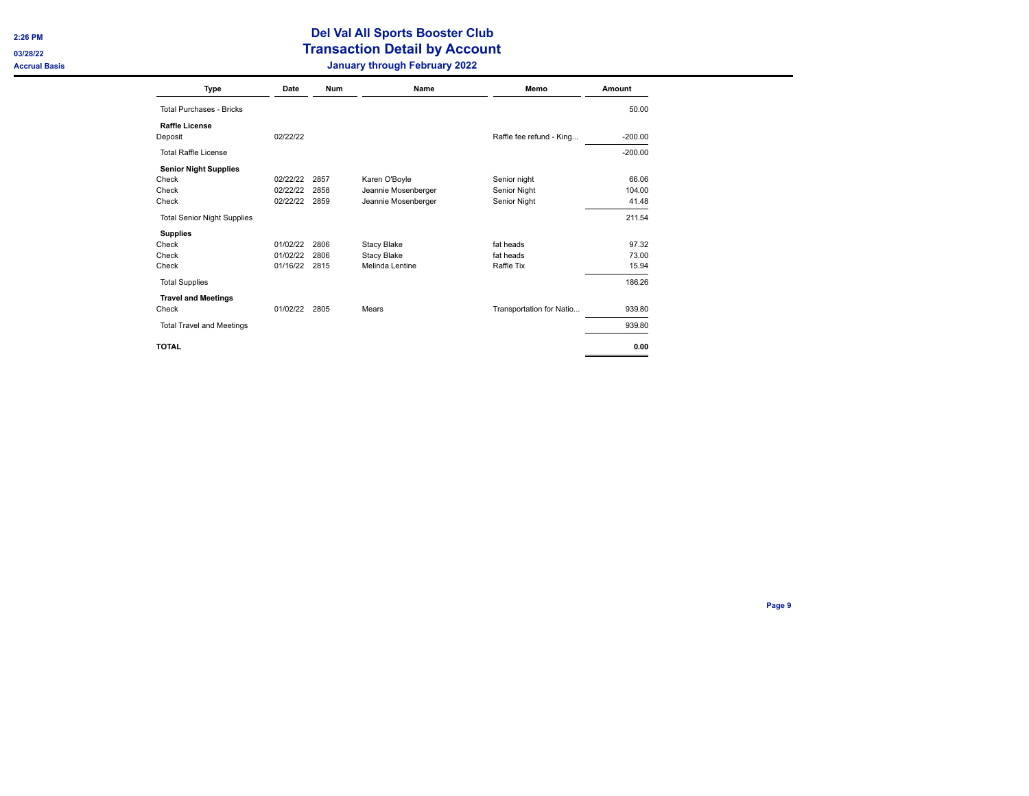# Del Val All Sports Booster Club

## Transaction Detail by Account

### January through February 2022

2:26 PM
03/28/22
Accrual Basis

| Type | Date | Num | Name | Memo | Amount |
|---|---|---|---|---|---|
| Total Purchases - Bricks | | | | | 50.00 |
| **Raffle License** | | | | | |
| Deposit | 02/22/22 | | | Raffle fee refund - King... | -200.00 |
| Total Raffle License | | | | | -200.00 |
| **Senior Night Supplies** | | | | | |
| Check | 02/22/22 | 2857 | Karen O'Boyle | Senior night | 66.06 |
| Check | 02/22/22 | 2858 | Jeannie Mosenberger | Senior Night | 104.00 |
| Check | 02/22/22 | 2859 | Jeannie Mosenberger | Senior Night | 41.48 |
| Total Senior Night Supplies | | | | | 211.54 |
| **Supplies** | | | | | |
| Check | 01/02/22 | 2806 | Stacy Blake | fat heads | 97.32 |
| Check | 01/02/22 | 2806 | Stacy Blake | fat heads | 73.00 |
| Check | 01/16/22 | 2815 | Melinda Lentine | Raffle Tix | 15.94 |
| Total Supplies | | | | | 186.26 |
| **Travel and Meetings** | | | | | |
| Check | 01/02/22 | 2805 | Mears | Transportation for Natio... | 939.80 |
| Total Travel and Meetings | | | | | 939.80 |
| **TOTAL** | | | | | **0.00** |